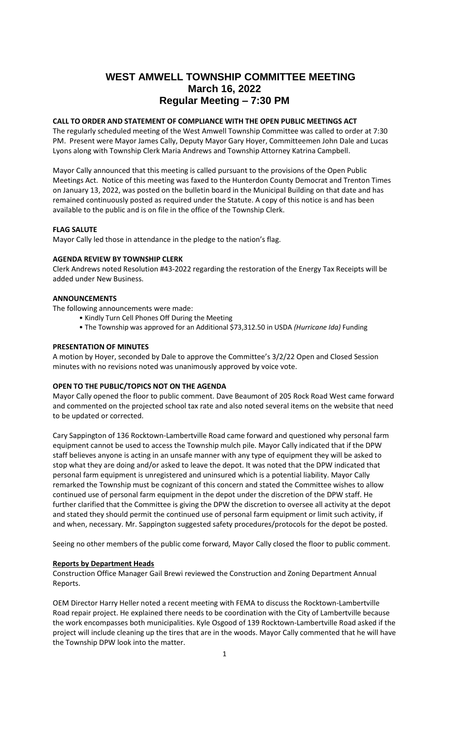# WEST AMWELL TOWNSHIP COMMITTEE MEETING
## March 16, 2022
## Regular Meeting – 7:30 PM

**CALL TO ORDER AND STATEMENT OF COMPLIANCE WITH THE OPEN PUBLIC MEETINGS ACT**

The regularly scheduled meeting of the West Amwell Township Committee was called to order at 7:30 PM. Present were Mayor James Cally, Deputy Mayor Gary Hoyer, Committeemen John Dale and Lucas Lyons along with Township Clerk Maria Andrews and Township Attorney Katrina Campbell.

Mayor Cally announced that this meeting is called pursuant to the provisions of the Open Public Meetings Act. Notice of this meeting was faxed to the Hunterdon County Democrat and Trenton Times on January 13, 2022, was posted on the bulletin board in the Municipal Building on that date and has remained continuously posted as required under the Statute. A copy of this notice is and has been available to the public and is on file in the office of the Township Clerk.

**FLAG SALUTE**

Mayor Cally led those in attendance in the pledge to the nation's flag.

**AGENDA REVIEW BY TOWNSHIP CLERK**

Clerk Andrews noted Resolution #43-2022 regarding the restoration of the Energy Tax Receipts will be added under New Business.

**ANNOUNCEMENTS**

The following announcements were made:

- Kindly Turn Cell Phones Off During the Meeting
- The Township was approved for an Additional $73,312.50 in USDA *(Hurricane Ida)* Funding

**PRESENTATION OF MINUTES**

A motion by Hoyer, seconded by Dale to approve the Committee's 3/2/22 Open and Closed Session minutes with no revisions noted was unanimously approved by voice vote.

**OPEN TO THE PUBLIC/TOPICS NOT ON THE AGENDA**

Mayor Cally opened the floor to public comment. Dave Beaumont of 205 Rock Road West came forward and commented on the projected school tax rate and also noted several items on the website that need to be updated or corrected.

Cary Sappington of 136 Rocktown-Lambertville Road came forward and questioned why personal farm equipment cannot be used to access the Township mulch pile. Mayor Cally indicated that if the DPW staff believes anyone is acting in an unsafe manner with any type of equipment they will be asked to stop what they are doing and/or asked to leave the depot. It was noted that the DPW indicated that personal farm equipment is unregistered and uninsured which is a potential liability. Mayor Cally remarked the Township must be cognizant of this concern and stated the Committee wishes to allow continued use of personal farm equipment in the depot under the discretion of the DPW staff. He further clarified that the Committee is giving the DPW the discretion to oversee all activity at the depot and stated they should permit the continued use of personal farm equipment or limit such activity, if and when, necessary. Mr. Sappington suggested safety procedures/protocols for the depot be posted.

Seeing no other members of the public come forward, Mayor Cally closed the floor to public comment.

**Reports by Department Heads**

Construction Office Manager Gail Brewi reviewed the Construction and Zoning Department Annual Reports.

OEM Director Harry Heller noted a recent meeting with FEMA to discuss the Rocktown-Lambertville Road repair project. He explained there needs to be coordination with the City of Lambertville because the work encompasses both municipalities. Kyle Osgood of 139 Rocktown-Lambertville Road asked if the project will include cleaning up the tires that are in the woods. Mayor Cally commented that he will have the Township DPW look into the matter.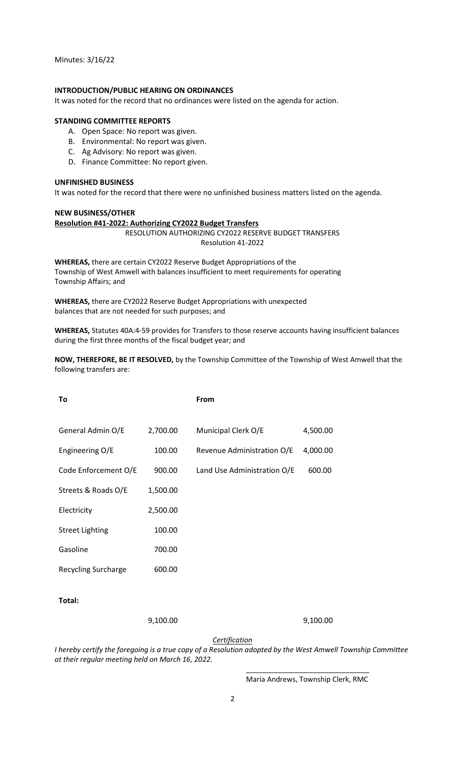Minutes: 3/16/22

**INTRODUCTION/PUBLIC HEARING ON ORDINANCES**

It was noted for the record that no ordinances were listed on the agenda for action.

**STANDING COMMITTEE REPORTS**

A. Open Space: No report was given.
B. Environmental: No report was given.
C. Ag Advisory: No report was given.
D. Finance Committee: No report given.

**UNFINISHED BUSINESS**

It was noted for the record that there were no unfinished business matters listed on the agenda.

**NEW BUSINESS/OTHER**

**Resolution #41-2022: Authorizing CY2022 Budget Transfers**

RESOLUTION AUTHORIZING CY2022 RESERVE BUDGET TRANSFERS
Resolution 41-2022

**WHEREAS,** there are certain CY2022 Reserve Budget Appropriations of the Township of West Amwell with balances insufficient to meet requirements for operating Township Affairs; and

**WHEREAS,** there are CY2022 Reserve Budget Appropriations with unexpected balances that are not needed for such purposes; and

**WHEREAS,** Statutes 40A:4-59 provides for Transfers to those reserve accounts having insufficient balances during the first three months of the fiscal budget year; and

**NOW, THEREFORE, BE IT RESOLVED,** by the Township Committee of the Township of West Amwell that the following transfers are:

| To | | From | |
|---|---|---|---|
| General Admin O/E | 2,700.00 | Municipal Clerk O/E | 4,500.00 |
| Engineering O/E | 100.00 | Revenue Administration O/E | 4,000.00 |
| Code Enforcement O/E | 900.00 | Land Use Administration O/E | 600.00 |
| Streets & Roads O/E | 1,500.00 | | |
| Electricity | 2,500.00 | | |
| Street Lighting | 100.00 | | |
| Gasoline | 700.00 | | |
| Recycling Surcharge | 600.00 | | |
| **Total:** | 9,100.00 | | 9,100.00 |

*Certification*

*I hereby certify the foregoing is a true copy of a Resolution adopted by the West Amwell Township Committee at their regular meeting held on March 16, 2022.*

\_\_\_\_\_\_\_\_\_\_\_\_\_\_\_\_\_\_\_\_\_\_\_\_\_\_\_\_\_\_\_\_
Maria Andrews, Township Clerk, RMC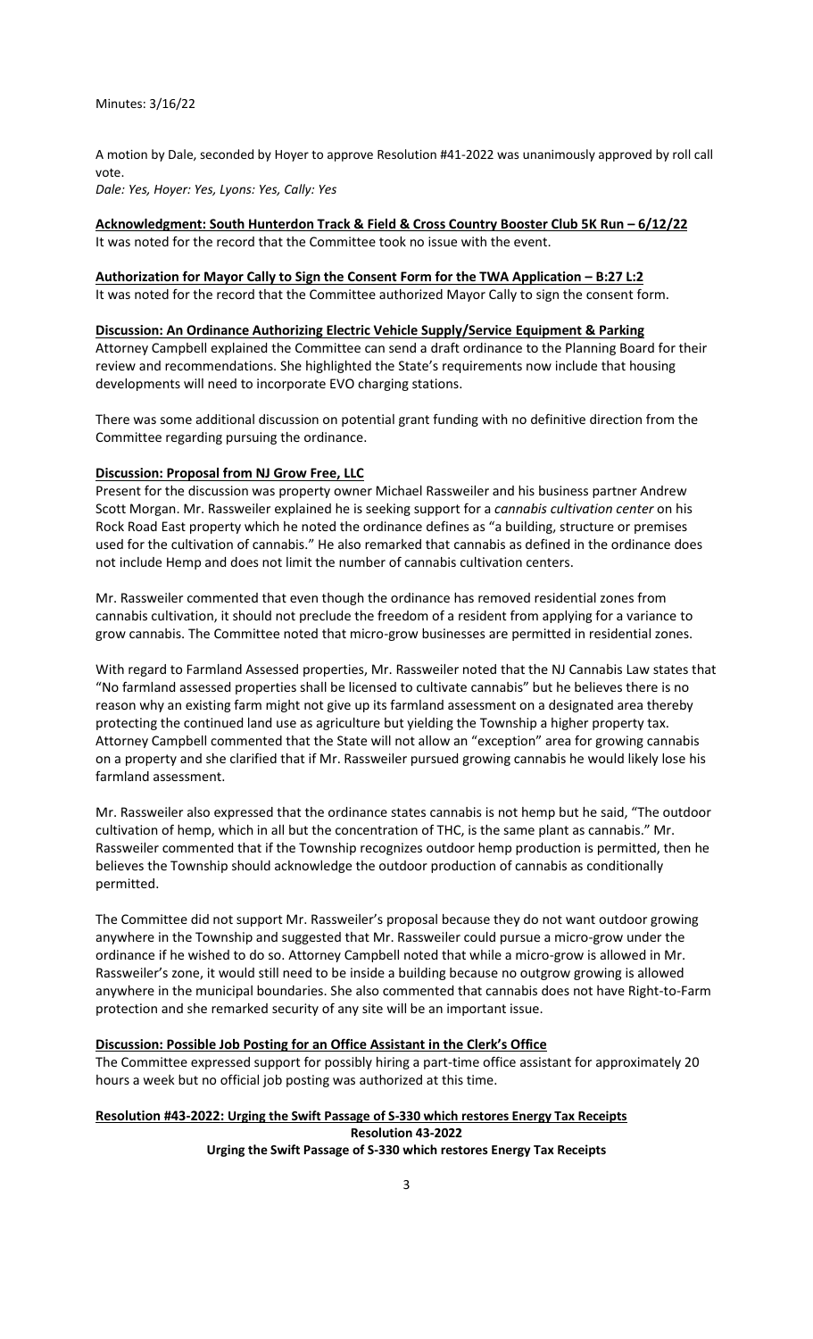Minutes: 3/16/22

A motion by Dale, seconded by Hoyer to approve Resolution #41-2022 was unanimously approved by roll call vote.
*Dale: Yes, Hoyer: Yes, Lyons: Yes, Cally: Yes*

**Acknowledgment: South Hunterdon Track & Field & Cross Country Booster Club 5K Run – 6/12/22**
It was noted for the record that the Committee took no issue with the event.

**Authorization for Mayor Cally to Sign the Consent Form for the TWA Application – B:27 L:2**
It was noted for the record that the Committee authorized Mayor Cally to sign the consent form.

**Discussion: An Ordinance Authorizing Electric Vehicle Supply/Service Equipment & Parking**
Attorney Campbell explained the Committee can send a draft ordinance to the Planning Board for their review and recommendations. She highlighted the State's requirements now include that housing developments will need to incorporate EVO charging stations.

There was some additional discussion on potential grant funding with no definitive direction from the Committee regarding pursuing the ordinance.

**Discussion: Proposal from NJ Grow Free, LLC**
Present for the discussion was property owner Michael Rassweiler and his business partner Andrew Scott Morgan. Mr. Rassweiler explained he is seeking support for a *cannabis cultivation center* on his Rock Road East property which he noted the ordinance defines as "a building, structure or premises used for the cultivation of cannabis." He also remarked that cannabis as defined in the ordinance does not include Hemp and does not limit the number of cannabis cultivation centers.

Mr. Rassweiler commented that even though the ordinance has removed residential zones from cannabis cultivation, it should not preclude the freedom of a resident from applying for a variance to grow cannabis. The Committee noted that micro-grow businesses are permitted in residential zones.

With regard to Farmland Assessed properties, Mr. Rassweiler noted that the NJ Cannabis Law states that "No farmland assessed properties shall be licensed to cultivate cannabis" but he believes there is no reason why an existing farm might not give up its farmland assessment on a designated area thereby protecting the continued land use as agriculture but yielding the Township a higher property tax. Attorney Campbell commented that the State will not allow an "exception" area for growing cannabis on a property and she clarified that if Mr. Rassweiler pursued growing cannabis he would likely lose his farmland assessment.

Mr. Rassweiler also expressed that the ordinance states cannabis is not hemp but he said, "The outdoor cultivation of hemp, which in all but the concentration of THC, is the same plant as cannabis." Mr. Rassweiler commented that if the Township recognizes outdoor hemp production is permitted, then he believes the Township should acknowledge the outdoor production of cannabis as conditionally permitted.

The Committee did not support Mr. Rassweiler's proposal because they do not want outdoor growing anywhere in the Township and suggested that Mr. Rassweiler could pursue a micro-grow under the ordinance if he wished to do so. Attorney Campbell noted that while a micro-grow is allowed in Mr. Rassweiler's zone, it would still need to be inside a building because no outgrow growing is allowed anywhere in the municipal boundaries. She also commented that cannabis does not have Right-to-Farm protection and she remarked security of any site will be an important issue.

**Discussion: Possible Job Posting for an Office Assistant in the Clerk's Office**
The Committee expressed support for possibly hiring a part-time office assistant for approximately 20 hours a week but no official job posting was authorized at this time.

**Resolution #43-2022: Urging the Swift Passage of S-330 which restores Energy Tax Receipts**

**Resolution 43-2022**
**Urging the Swift Passage of S-330 which restores Energy Tax Receipts**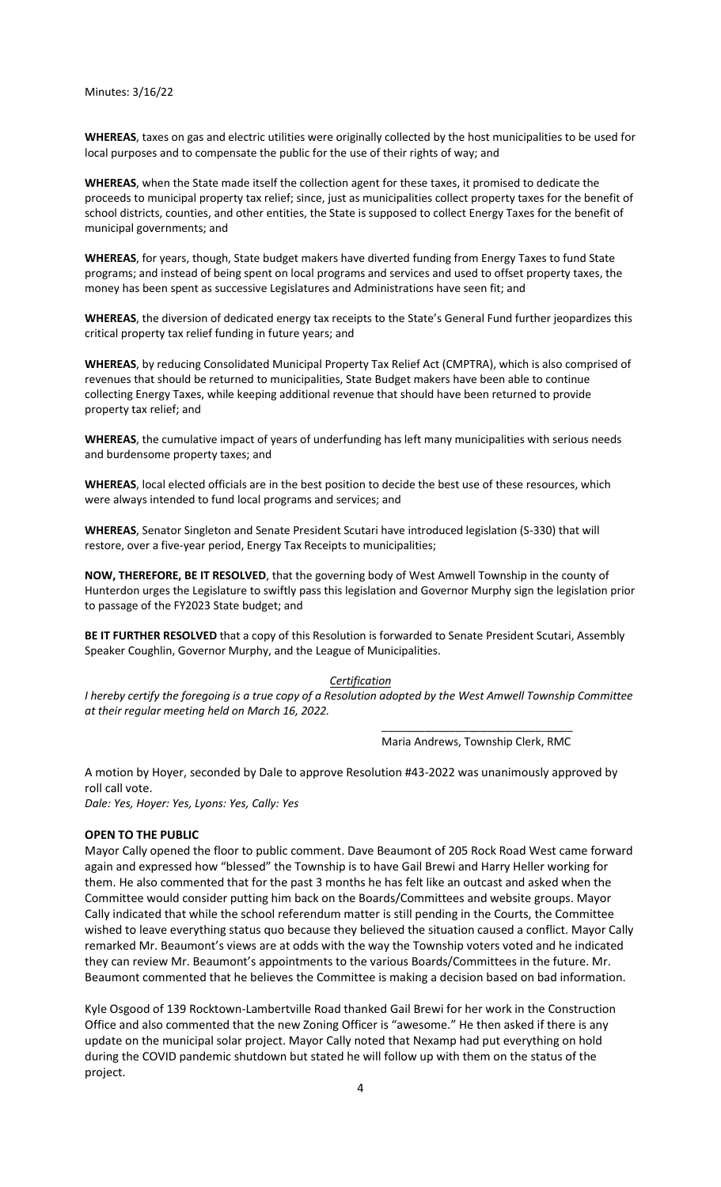Minutes: 3/16/22

**WHEREAS**, taxes on gas and electric utilities were originally collected by the host municipalities to be used for local purposes and to compensate the public for the use of their rights of way; and

**WHEREAS**, when the State made itself the collection agent for these taxes, it promised to dedicate the proceeds to municipal property tax relief; since, just as municipalities collect property taxes for the benefit of school districts, counties, and other entities, the State is supposed to collect Energy Taxes for the benefit of municipal governments; and

**WHEREAS**, for years, though, State budget makers have diverted funding from Energy Taxes to fund State programs; and instead of being spent on local programs and services and used to offset property taxes, the money has been spent as successive Legislatures and Administrations have seen fit; and

**WHEREAS**, the diversion of dedicated energy tax receipts to the State's General Fund further jeopardizes this critical property tax relief funding in future years; and

**WHEREAS**, by reducing Consolidated Municipal Property Tax Relief Act (CMPTRA), which is also comprised of revenues that should be returned to municipalities, State Budget makers have been able to continue collecting Energy Taxes, while keeping additional revenue that should have been returned to provide property tax relief; and

**WHEREAS**, the cumulative impact of years of underfunding has left many municipalities with serious needs and burdensome property taxes; and

**WHEREAS**, local elected officials are in the best position to decide the best use of these resources, which were always intended to fund local programs and services; and

**WHEREAS**, Senator Singleton and Senate President Scutari have introduced legislation (S-330) that will restore, over a five-year period, Energy Tax Receipts to municipalities;

**NOW, THEREFORE, BE IT RESOLVED**, that the governing body of West Amwell Township in the county of Hunterdon urges the Legislature to swiftly pass this legislation and Governor Murphy sign the legislation prior to passage of the FY2023 State budget; and

**BE IT FURTHER RESOLVED** that a copy of this Resolution is forwarded to Senate President Scutari, Assembly Speaker Coughlin, Governor Murphy, and the League of Municipalities.

*Certification*

*I hereby certify the foregoing is a true copy of a Resolution adopted by the West Amwell Township Committee at their regular meeting held on March 16, 2022.*

_______________________________

Maria Andrews, Township Clerk, RMC

A motion by Hoyer, seconded by Dale to approve Resolution #43-2022 was unanimously approved by roll call vote.

*Dale: Yes, Hoyer: Yes, Lyons: Yes, Cally: Yes*

**OPEN TO THE PUBLIC**

Mayor Cally opened the floor to public comment. Dave Beaumont of 205 Rock Road West came forward again and expressed how "blessed" the Township is to have Gail Brewi and Harry Heller working for them. He also commented that for the past 3 months he has felt like an outcast and asked when the Committee would consider putting him back on the Boards/Committees and website groups. Mayor Cally indicated that while the school referendum matter is still pending in the Courts, the Committee wished to leave everything status quo because they believed the situation caused a conflict. Mayor Cally remarked Mr. Beaumont's views are at odds with the way the Township voters voted and he indicated they can review Mr. Beaumont's appointments to the various Boards/Committees in the future. Mr. Beaumont commented that he believes the Committee is making a decision based on bad information.

Kyle Osgood of 139 Rocktown-Lambertville Road thanked Gail Brewi for her work in the Construction Office and also commented that the new Zoning Officer is "awesome." He then asked if there is any update on the municipal solar project. Mayor Cally noted that Nexamp had put everything on hold during the COVID pandemic shutdown but stated he will follow up with them on the status of the project.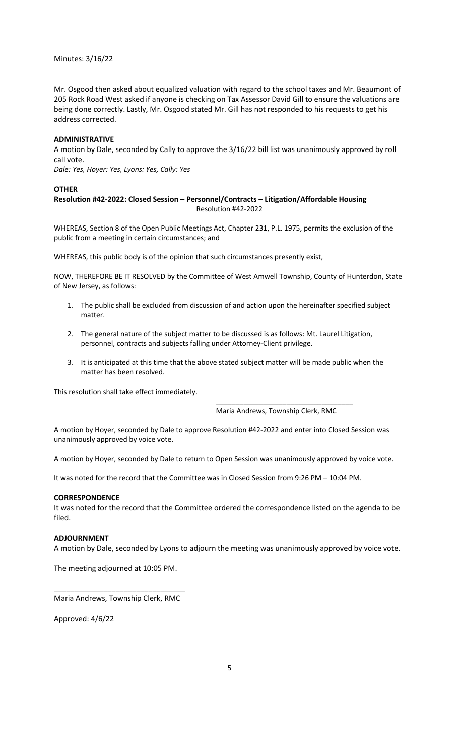Minutes: 3/16/22

Mr. Osgood then asked about equalized valuation with regard to the school taxes and Mr. Beaumont of 205 Rock Road West asked if anyone is checking on Tax Assessor David Gill to ensure the valuations are being done correctly. Lastly, Mr. Osgood stated Mr. Gill has not responded to his requests to get his address corrected.

**ADMINISTRATIVE**

A motion by Dale, seconded by Cally to approve the 3/16/22 bill list was unanimously approved by roll call vote.

*Dale: Yes, Hoyer: Yes, Lyons: Yes, Cally: Yes*

**OTHER**

**Resolution #42-2022: Closed Session – Personnel/Contracts – Litigation/Affordable Housing**

Resolution #42-2022

WHEREAS, Section 8 of the Open Public Meetings Act, Chapter 231, P.L. 1975, permits the exclusion of the public from a meeting in certain circumstances; and

WHEREAS, this public body is of the opinion that such circumstances presently exist,

NOW, THEREFORE BE IT RESOLVED by the Committee of West Amwell Township, County of Hunterdon, State of New Jersey, as follows:

1. The public shall be excluded from discussion of and action upon the hereinafter specified subject matter.
2. The general nature of the subject matter to be discussed is as follows: Mt. Laurel Litigation, personnel, contracts and subjects falling under Attorney-Client privilege.
3. It is anticipated at this time that the above stated subject matter will be made public when the matter has been resolved.

This resolution shall take effect immediately.

\_\_\_\_\_\_\_\_\_\_\_\_\_\_\_\_\_\_\_\_\_\_\_\_\_\_\_\_\_\_\_\_\_\_

Maria Andrews, Township Clerk, RMC

A motion by Hoyer, seconded by Dale to approve Resolution #42-2022 and enter into Closed Session was unanimously approved by voice vote.

A motion by Hoyer, seconded by Dale to return to Open Session was unanimously approved by voice vote.

It was noted for the record that the Committee was in Closed Session from 9:26 PM – 10:04 PM.

**CORRESPONDENCE**

It was noted for the record that the Committee ordered the correspondence listed on the agenda to be filed.

**ADJOURNMENT**

A motion by Dale, seconded by Lyons to adjourn the meeting was unanimously approved by voice vote.

The meeting adjourned at 10:05 PM.

\_\_\_\_\_\_\_\_\_\_\_\_\_\_\_\_\_\_\_\_\_\_\_\_\_\_\_\_\_\_\_\_\_\_

Maria Andrews, Township Clerk, RMC

Approved: 4/6/22